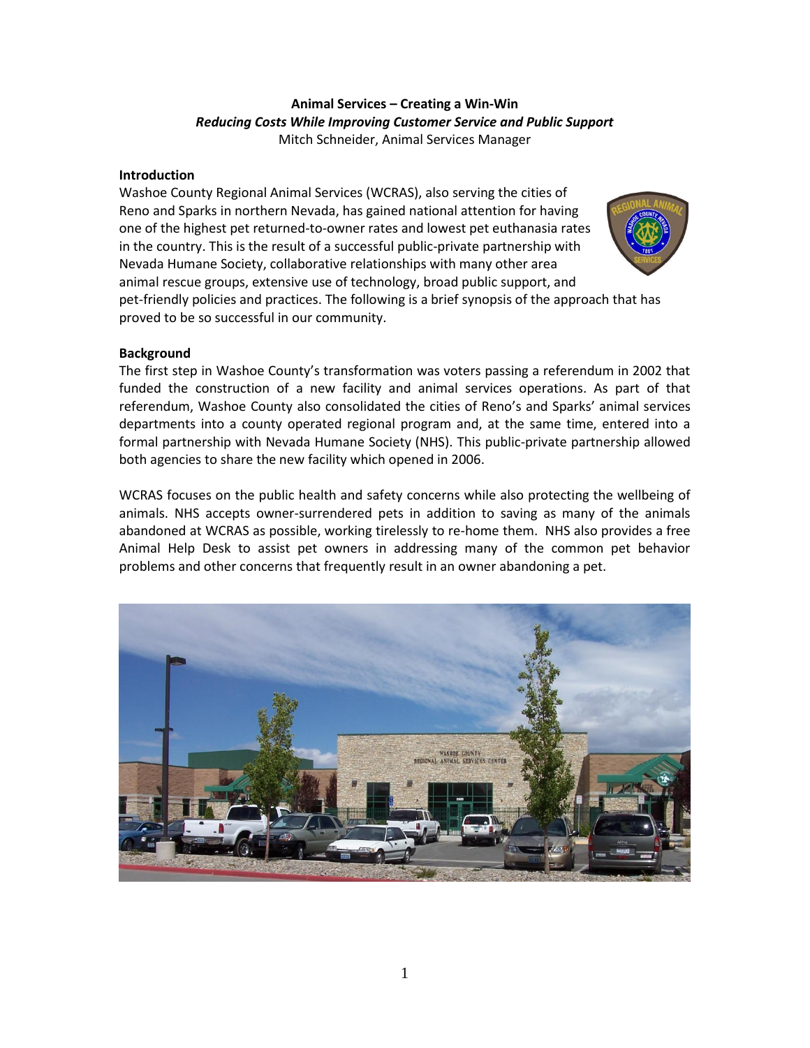**Animal Services – Creating a Win-Win**

***Reducing Costs While Improving Customer Service and Public Support***

Mitch Schneider, Animal Services Manager

**Introduction**

Washoe County Regional Animal Services (WCRAS), also serving the cities of Reno and Sparks in northern Nevada, has gained national attention for having one of the highest pet returned-to-owner rates and lowest pet euthanasia rates in the country. This is the result of a successful public-private partnership with Nevada Humane Society, collaborative relationships with many other area animal rescue groups, extensive use of technology, broad public support, and pet-friendly policies and practices. The following is a brief synopsis of the approach that has proved to be so successful in our community.

**Background**

The first step in Washoe County's transformation was voters passing a referendum in 2002 that funded the construction of a new facility and animal services operations. As part of that referendum, Washoe County also consolidated the cities of Reno's and Sparks' animal services departments into a county operated regional program and, at the same time, entered into a formal partnership with Nevada Humane Society (NHS). This public-private partnership allowed both agencies to share the new facility which opened in 2006.

WCRAS focuses on the public health and safety concerns while also protecting the wellbeing of animals. NHS accepts owner-surrendered pets in addition to saving as many of the animals abandoned at WCRAS as possible, working tirelessly to re-home them. NHS also provides a free Animal Help Desk to assist pet owners in addressing many of the common pet behavior problems and other concerns that frequently result in an owner abandoning a pet.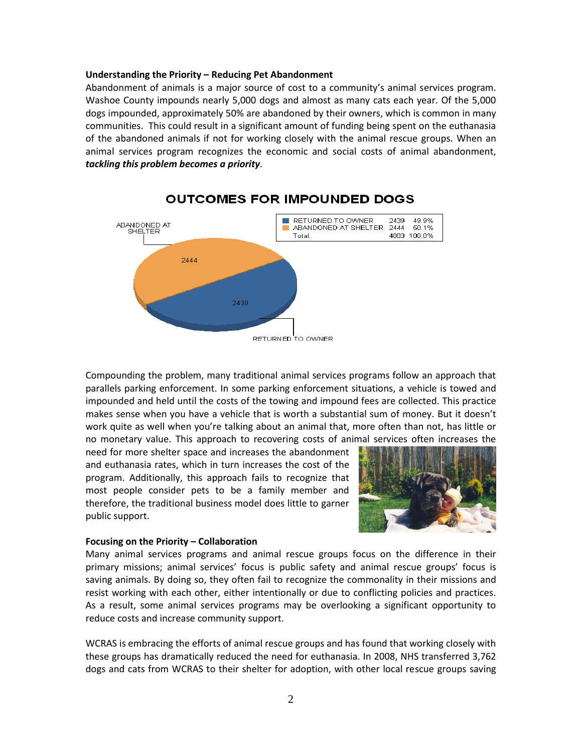**Understanding the Priority – Reducing Pet Abandonment**

Abandonment of animals is a major source of cost to a community's animal services program. Washoe County impounds nearly 5,000 dogs and almost as many cats each year. Of the 5,000 dogs impounded, approximately 50% are abandoned by their owners, which is common in many communities. This could result in a significant amount of funding being spent on the euthanasia of the abandoned animals if not for working closely with the animal rescue groups. When an animal services program recognizes the economic and social costs of animal abandonment, ***tackling this problem becomes a priority***.

**OUTCOMES FOR IMPOUNDED DOGS**

| | Count | Percent |
|---|---|---|
| RETURNED TO OWNER | 2439 | 49.9% |
| ABANDONED AT SHELTER | 2444 | 50.1% |
| Total: | 4883 | 100.0% |

Compounding the problem, many traditional animal services programs follow an approach that parallels parking enforcement. In some parking enforcement situations, a vehicle is towed and impounded and held until the costs of the towing and impound fees are collected. This practice makes sense when you have a vehicle that is worth a substantial sum of money. But it doesn't work quite as well when you're talking about an animal that, more often than not, has little or no monetary value. This approach to recovering costs of animal services often increases the need for more shelter space and increases the abandonment and euthanasia rates, which in turn increases the cost of the program. Additionally, this approach fails to recognize that most people consider pets to be a family member and therefore, the traditional business model does little to garner public support.

**Focusing on the Priority – Collaboration**

Many animal services programs and animal rescue groups focus on the difference in their primary missions; animal services' focus is public safety and animal rescue groups' focus is saving animals. By doing so, they often fail to recognize the commonality in their missions and resist working with each other, either intentionally or due to conflicting policies and practices. As a result, some animal services programs may be overlooking a significant opportunity to reduce costs and increase community support.

WCRAS is embracing the efforts of animal rescue groups and has found that working closely with these groups has dramatically reduced the need for euthanasia. In 2008, NHS transferred 3,762 dogs and cats from WCRAS to their shelter for adoption, with other local rescue groups saving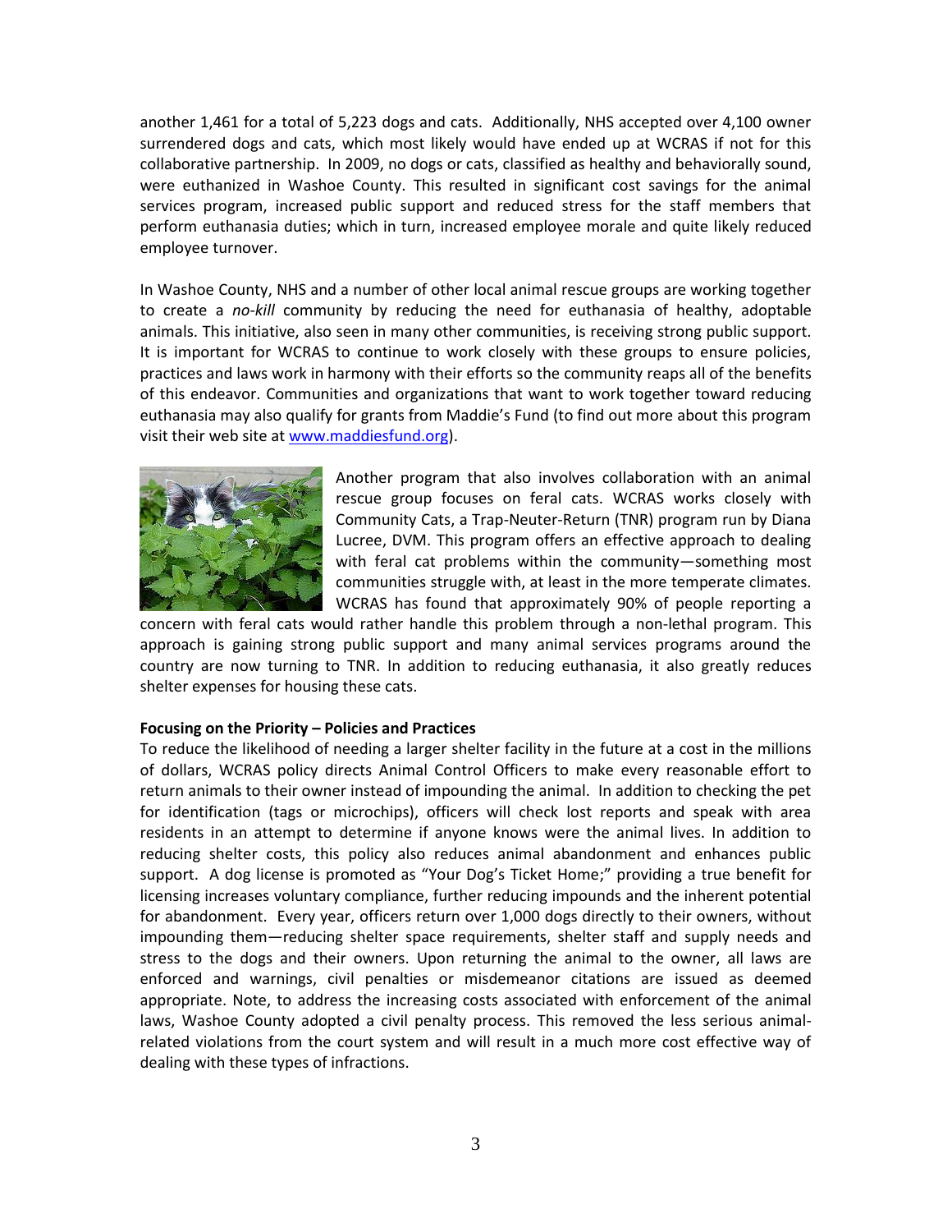another 1,461 for a total of 5,223 dogs and cats. Additionally, NHS accepted over 4,100 owner surrendered dogs and cats, which most likely would have ended up at WCRAS if not for this collaborative partnership. In 2009, no dogs or cats, classified as healthy and behaviorally sound, were euthanized in Washoe County. This resulted in significant cost savings for the animal services program, increased public support and reduced stress for the staff members that perform euthanasia duties; which in turn, increased employee morale and quite likely reduced employee turnover.

In Washoe County, NHS and a number of other local animal rescue groups are working together to create a *no-kill* community by reducing the need for euthanasia of healthy, adoptable animals. This initiative, also seen in many other communities, is receiving strong public support. It is important for WCRAS to continue to work closely with these groups to ensure policies, practices and laws work in harmony with their efforts so the community reaps all of the benefits of this endeavor. Communities and organizations that want to work together toward reducing euthanasia may also qualify for grants from Maddie's Fund (to find out more about this program visit their web site at [www.maddiesfund.org](www.maddiesfund.org)).

Another program that also involves collaboration with an animal rescue group focuses on feral cats. WCRAS works closely with Community Cats, a Trap-Neuter-Return (TNR) program run by Diana Lucree, DVM. This program offers an effective approach to dealing with feral cat problems within the community—something most communities struggle with, at least in the more temperate climates. WCRAS has found that approximately 90% of people reporting a concern with feral cats would rather handle this problem through a non-lethal program. This approach is gaining strong public support and many animal services programs around the country are now turning to TNR. In addition to reducing euthanasia, it also greatly reduces shelter expenses for housing these cats.

**Focusing on the Priority – Policies and Practices**

To reduce the likelihood of needing a larger shelter facility in the future at a cost in the millions of dollars, WCRAS policy directs Animal Control Officers to make every reasonable effort to return animals to their owner instead of impounding the animal. In addition to checking the pet for identification (tags or microchips), officers will check lost reports and speak with area residents in an attempt to determine if anyone knows were the animal lives. In addition to reducing shelter costs, this policy also reduces animal abandonment and enhances public support. A dog license is promoted as "Your Dog's Ticket Home;" providing a true benefit for licensing increases voluntary compliance, further reducing impounds and the inherent potential for abandonment. Every year, officers return over 1,000 dogs directly to their owners, without impounding them—reducing shelter space requirements, shelter staff and supply needs and stress to the dogs and their owners. Upon returning the animal to the owner, all laws are enforced and warnings, civil penalties or misdemeanor citations are issued as deemed appropriate. Note, to address the increasing costs associated with enforcement of the animal laws, Washoe County adopted a civil penalty process. This removed the less serious animal-related violations from the court system and will result in a much more cost effective way of dealing with these types of infractions.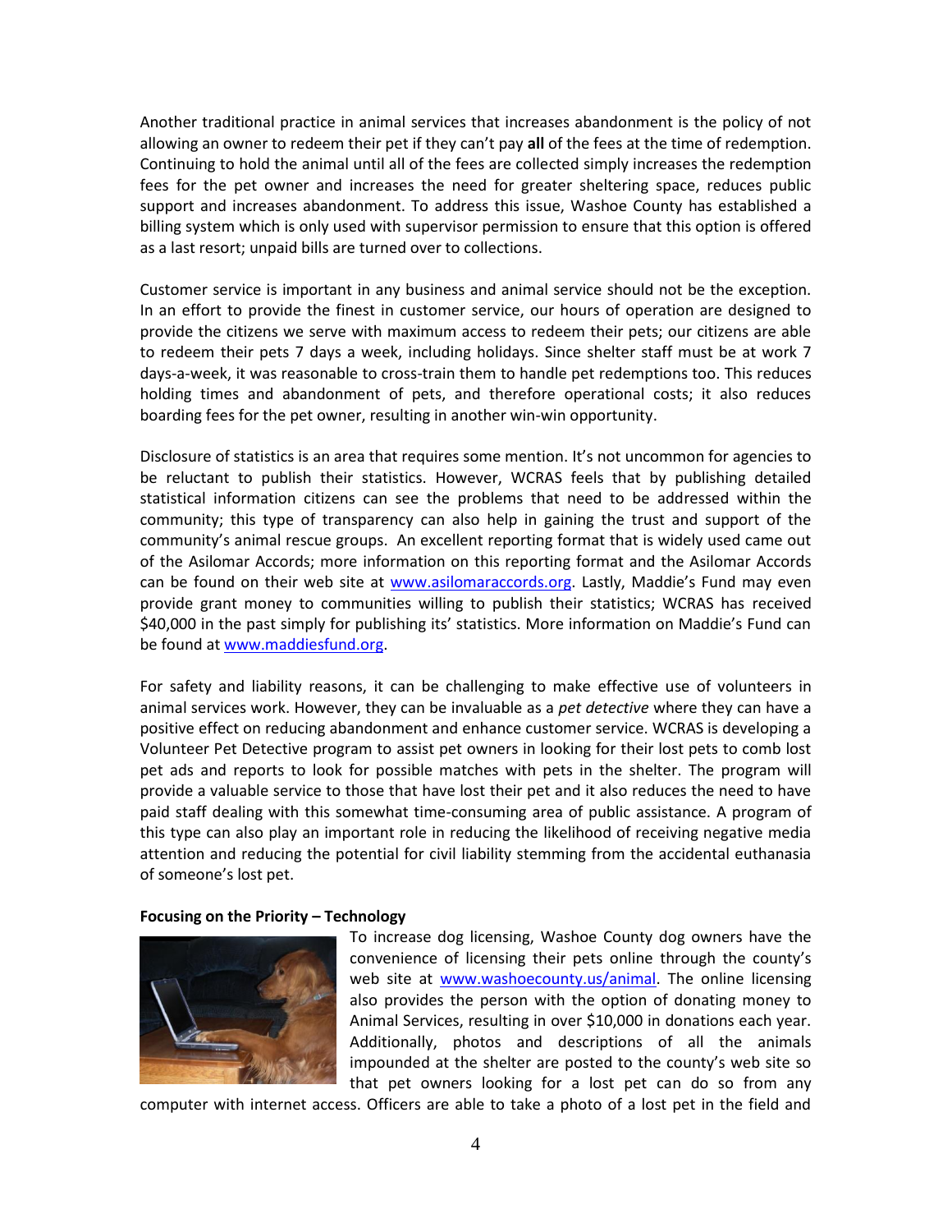Another traditional practice in animal services that increases abandonment is the policy of not allowing an owner to redeem their pet if they can't pay **all** of the fees at the time of redemption. Continuing to hold the animal until all of the fees are collected simply increases the redemption fees for the pet owner and increases the need for greater sheltering space, reduces public support and increases abandonment. To address this issue, Washoe County has established a billing system which is only used with supervisor permission to ensure that this option is offered as a last resort; unpaid bills are turned over to collections.

Customer service is important in any business and animal service should not be the exception. In an effort to provide the finest in customer service, our hours of operation are designed to provide the citizens we serve with maximum access to redeem their pets; our citizens are able to redeem their pets 7 days a week, including holidays. Since shelter staff must be at work 7 days-a-week, it was reasonable to cross-train them to handle pet redemptions too. This reduces holding times and abandonment of pets, and therefore operational costs; it also reduces boarding fees for the pet owner, resulting in another win-win opportunity.

Disclosure of statistics is an area that requires some mention. It's not uncommon for agencies to be reluctant to publish their statistics. However, WCRAS feels that by publishing detailed statistical information citizens can see the problems that need to be addressed within the community; this type of transparency can also help in gaining the trust and support of the community's animal rescue groups. An excellent reporting format that is widely used came out of the Asilomar Accords; more information on this reporting format and the Asilomar Accords can be found on their web site at www.asilomaraccords.org. Lastly, Maddie's Fund may even provide grant money to communities willing to publish their statistics; WCRAS has received $40,000 in the past simply for publishing its' statistics. More information on Maddie's Fund can be found at www.maddiesfund.org.

For safety and liability reasons, it can be challenging to make effective use of volunteers in animal services work. However, they can be invaluable as a *pet detective* where they can have a positive effect on reducing abandonment and enhance customer service. WCRAS is developing a Volunteer Pet Detective program to assist pet owners in looking for their lost pets to comb lost pet ads and reports to look for possible matches with pets in the shelter. The program will provide a valuable service to those that have lost their pet and it also reduces the need to have paid staff dealing with this somewhat time-consuming area of public assistance. A program of this type can also play an important role in reducing the likelihood of receiving negative media attention and reducing the potential for civil liability stemming from the accidental euthanasia of someone's lost pet.

**Focusing on the Priority – Technology**

To increase dog licensing, Washoe County dog owners have the convenience of licensing their pets online through the county's web site at www.washoecounty.us/animal. The online licensing also provides the person with the option of donating money to Animal Services, resulting in over $10,000 in donations each year. Additionally, photos and descriptions of all the animals impounded at the shelter are posted to the county's web site so that pet owners looking for a lost pet can do so from any computer with internet access. Officers are able to take a photo of a lost pet in the field and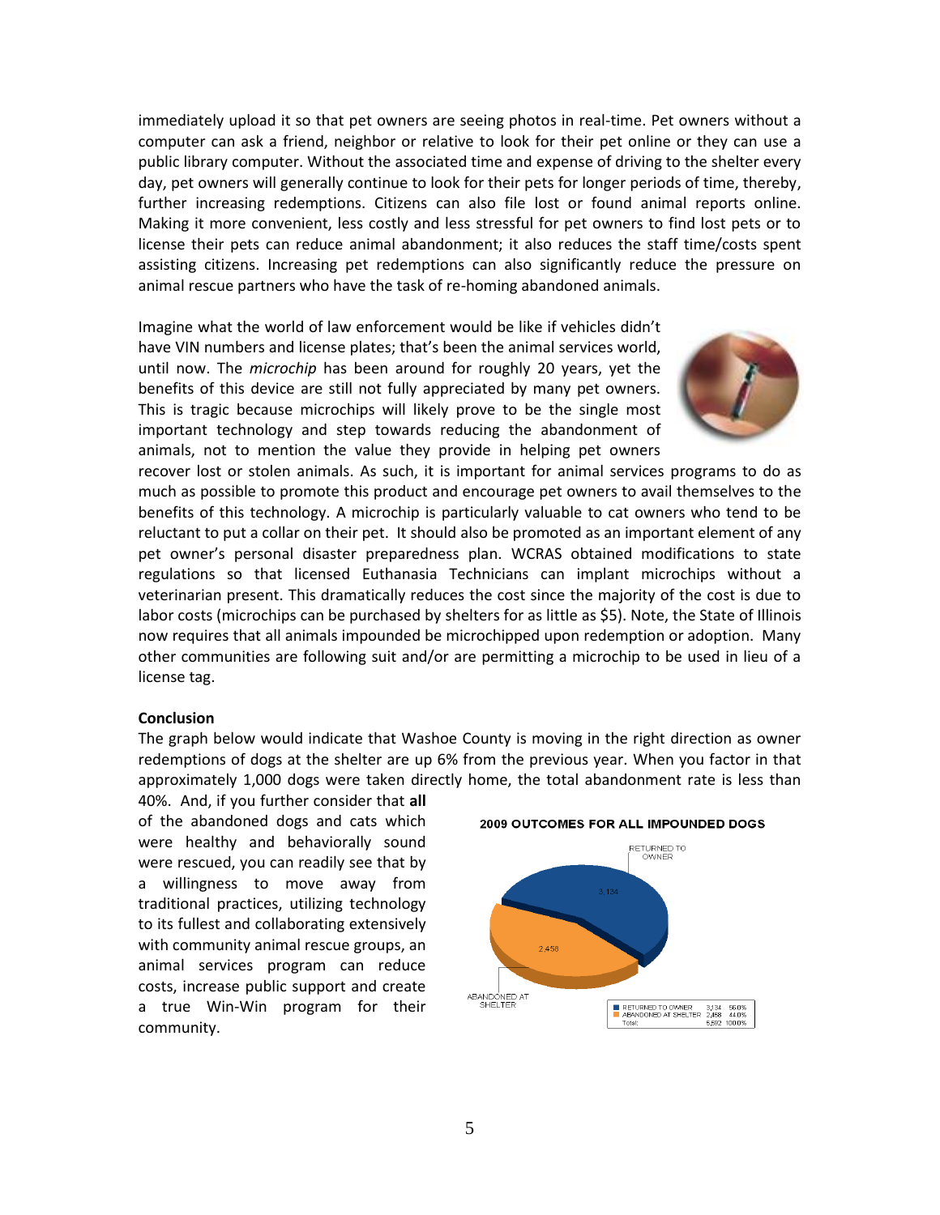immediately upload it so that pet owners are seeing photos in real-time. Pet owners without a computer can ask a friend, neighbor or relative to look for their pet online or they can use a public library computer. Without the associated time and expense of driving to the shelter every day, pet owners will generally continue to look for their pets for longer periods of time, thereby, further increasing redemptions. Citizens can also file lost or found animal reports online. Making it more convenient, less costly and less stressful for pet owners to find lost pets or to license their pets can reduce animal abandonment; it also reduces the staff time/costs spent assisting citizens. Increasing pet redemptions can also significantly reduce the pressure on animal rescue partners who have the task of re-homing abandoned animals.

Imagine what the world of law enforcement would be like if vehicles didn't have VIN numbers and license plates; that's been the animal services world, until now. The *microchip* has been around for roughly 20 years, yet the benefits of this device are still not fully appreciated by many pet owners. This is tragic because microchips will likely prove to be the single most important technology and step towards reducing the abandonment of animals, not to mention the value they provide in helping pet owners recover lost or stolen animals. As such, it is important for animal services programs to do as much as possible to promote this product and encourage pet owners to avail themselves to the benefits of this technology. A microchip is particularly valuable to cat owners who tend to be reluctant to put a collar on their pet. It should also be promoted as an important element of any pet owner's personal disaster preparedness plan. WCRAS obtained modifications to state regulations so that licensed Euthanasia Technicians can implant microchips without a veterinarian present. This dramatically reduces the cost since the majority of the cost is due to labor costs (microchips can be purchased by shelters for as little as $5). Note, the State of Illinois now requires that all animals impounded be microchipped upon redemption or adoption. Many other communities are following suit and/or are permitting a microchip to be used in lieu of a license tag.

**Conclusion**

The graph below would indicate that Washoe County is moving in the right direction as owner redemptions of dogs at the shelter are up 6% from the previous year. When you factor in that approximately 1,000 dogs were taken directly home, the total abandonment rate is less than 40%. And, if you further consider that **all** of the abandoned dogs and cats which were healthy and behaviorally sound were rescued, you can readily see that by a willingness to move away from traditional practices, utilizing technology to its fullest and collaborating extensively with community animal rescue groups, an animal services program can reduce costs, increase public support and create a true Win-Win program for their community.

**2009 OUTCOMES FOR ALL IMPOUNDED DOGS**

| | | |
|---|---|---|
| RETURNED TO OWNER | 3,134 | 56.0% |
| ABANDONED AT SHELTER | 2,458 | 44.0% |
| Total: | 5,592 | 100.0% |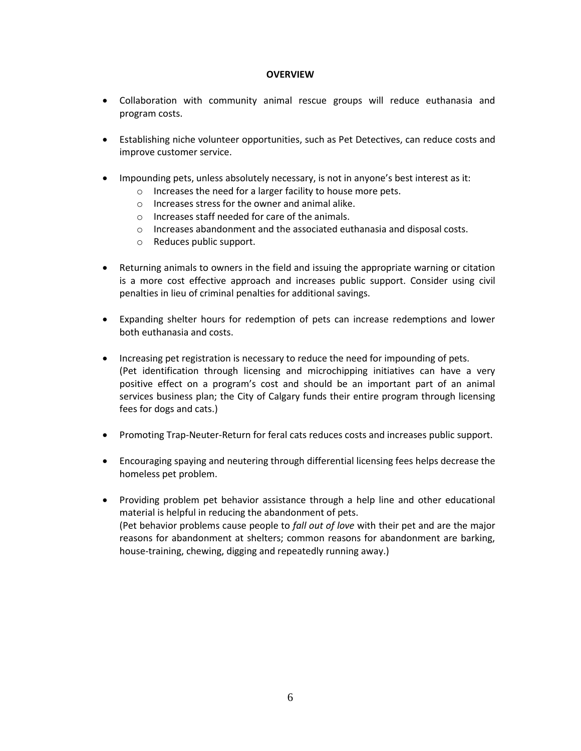**OVERVIEW**

- Collaboration with community animal rescue groups will reduce euthanasia and program costs.

- Establishing niche volunteer opportunities, such as Pet Detectives, can reduce costs and improve customer service.

- Impounding pets, unless absolutely necessary, is not in anyone's best interest as it:
  - Increases the need for a larger facility to house more pets.
  - Increases stress for the owner and animal alike.
  - Increases staff needed for care of the animals.
  - Increases abandonment and the associated euthanasia and disposal costs.
  - Reduces public support.

- Returning animals to owners in the field and issuing the appropriate warning or citation is a more cost effective approach and increases public support. Consider using civil penalties in lieu of criminal penalties for additional savings.

- Expanding shelter hours for redemption of pets can increase redemptions and lower both euthanasia and costs.

- Increasing pet registration is necessary to reduce the need for impounding of pets.
  (Pet identification through licensing and microchipping initiatives can have a very positive effect on a program's cost and should be an important part of an animal services business plan; the City of Calgary funds their entire program through licensing fees for dogs and cats.)

- Promoting Trap-Neuter-Return for feral cats reduces costs and increases public support.

- Encouraging spaying and neutering through differential licensing fees helps decrease the homeless pet problem.

- Providing problem pet behavior assistance through a help line and other educational material is helpful in reducing the abandonment of pets.
  (Pet behavior problems cause people to *fall out of love* with their pet and are the major reasons for abandonment at shelters; common reasons for abandonment are barking, house-training, chewing, digging and repeatedly running away.)